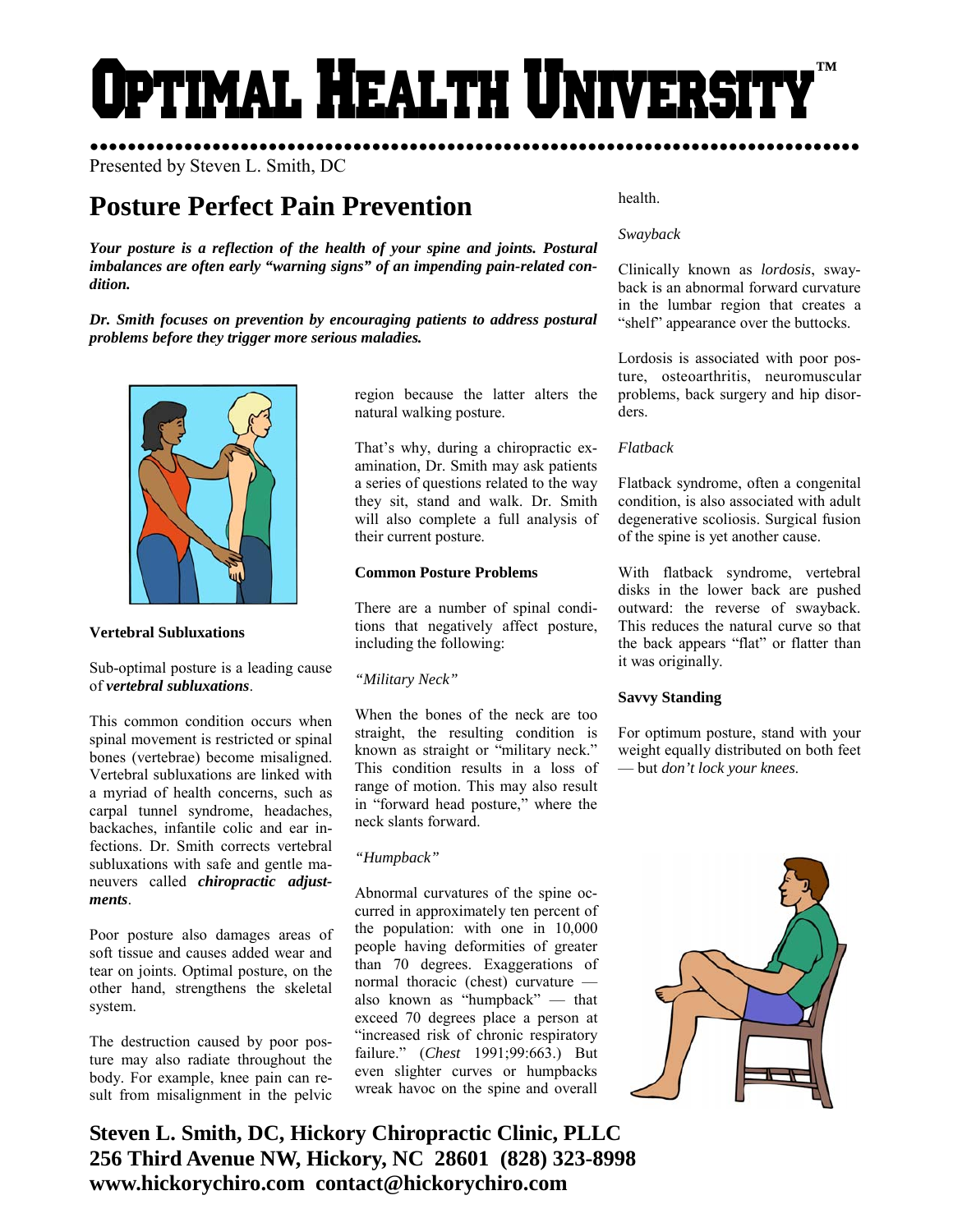# Optimal Health University™

Presented by Steven L. Smith, DC

## Posture Perfect Pain Prevention

***Your posture is a reflection of the health of your spine and joints. Postural imbalances are often early "warning signs" of an impending pain-related condition.***

***Dr. Smith focuses on prevention by encouraging patients to address postural problems before they trigger more serious maladies.***

### Vertebral Subluxations

Sub-optimal posture is a leading cause of ***vertebral subluxations***.

This common condition occurs when spinal movement is restricted or spinal bones (vertebrae) become misaligned. Vertebral subluxations are linked with a myriad of health concerns, such as carpal tunnel syndrome, headaches, backaches, infantile colic and ear infections. Dr. Smith corrects vertebral subluxations with safe and gentle maneuvers called ***chiropractic adjustments***.

Poor posture also damages areas of soft tissue and causes added wear and tear on joints. Optimal posture, on the other hand, strengthens the skeletal system.

The destruction caused by poor posture may also radiate throughout the body. For example, knee pain can result from misalignment in the pelvic region because the latter alters the natural walking posture.

That's why, during a chiropractic examination, Dr. Smith may ask patients a series of questions related to the way they sit, stand and walk. Dr. Smith will also complete a full analysis of their current posture.

### Common Posture Problems

There are a number of spinal conditions that negatively affect posture, including the following:

*"Military Neck"*

When the bones of the neck are too straight, the resulting condition is known as straight or "military neck." This condition results in a loss of range of motion. This may also result in "forward head posture," where the neck slants forward.

*"Humpback"*

Abnormal curvatures of the spine occurred in approximately ten percent of the population: with one in 10,000 people having deformities of greater than 70 degrees. Exaggerations of normal thoracic (chest) curvature — also known as "humpback" — that exceed 70 degrees place a person at "increased risk of chronic respiratory failure." (*Chest* 1991;99:663.) But even slighter curves or humpbacks wreak havoc on the spine and overall health.

*Swayback*

Clinically known as *lordosis*, swayback is an abnormal forward curvature in the lumbar region that creates a "shelf" appearance over the buttocks.

Lordosis is associated with poor posture, osteoarthritis, neuromuscular problems, back surgery and hip disorders.

*Flatback*

Flatback syndrome, often a congenital condition, is also associated with adult degenerative scoliosis. Surgical fusion of the spine is yet another cause.

With flatback syndrome, vertebral disks in the lower back are pushed outward: the reverse of swayback. This reduces the natural curve so that the back appears "flat" or flatter than it was originally.

### Savvy Standing

For optimum posture, stand with your weight equally distributed on both feet — but *don't lock your knees.*

**Steven L. Smith, DC, Hickory Chiropractic Clinic, PLLC**
**256 Third Avenue NW, Hickory, NC 28601 (828) 323-8998**
**www.hickorychiro.com contact@hickorychiro.com**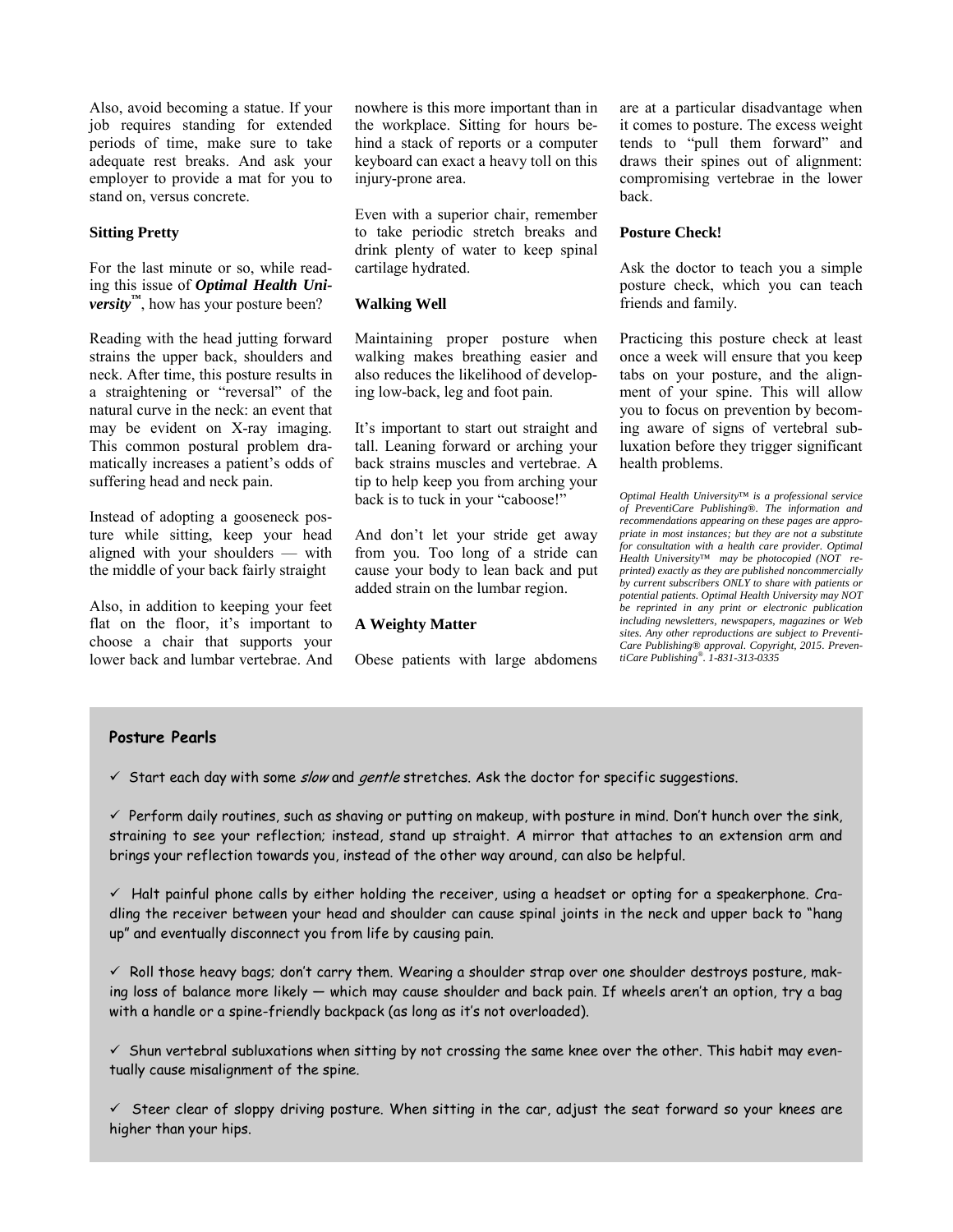Also, avoid becoming a statue. If your job requires standing for extended periods of time, make sure to take adequate rest breaks. And ask your employer to provide a mat for you to stand on, versus concrete.

### Sitting Pretty

For the last minute or so, while reading this issue of ***Optimal Health University***™, how has your posture been?

Reading with the head jutting forward strains the upper back, shoulders and neck. After time, this posture results in a straightening or "reversal" of the natural curve in the neck: an event that may be evident on X-ray imaging. This common postural problem dramatically increases a patient's odds of suffering head and neck pain.

Instead of adopting a gooseneck posture while sitting, keep your head aligned with your shoulders — with the middle of your back fairly straight

Also, in addition to keeping your feet flat on the floor, it's important to choose a chair that supports your lower back and lumbar vertebrae. And nowhere is this more important than in the workplace. Sitting for hours behind a stack of reports or a computer keyboard can exact a heavy toll on this injury-prone area.

Even with a superior chair, remember to take periodic stretch breaks and drink plenty of water to keep spinal cartilage hydrated.

### Walking Well

Maintaining proper posture when walking makes breathing easier and also reduces the likelihood of developing low-back, leg and foot pain.

It's important to start out straight and tall. Leaning forward or arching your back strains muscles and vertebrae. A tip to help keep you from arching your back is to tuck in your "caboose!"

And don't let your stride get away from you. Too long of a stride can cause your body to lean back and put added strain on the lumbar region.

### A Weighty Matter

Obese patients with large abdomens are at a particular disadvantage when it comes to posture. The excess weight tends to "pull them forward" and draws their spines out of alignment: compromising vertebrae in the lower back.

### Posture Check!

Ask the doctor to teach you a simple posture check, which you can teach friends and family.

Practicing this posture check at least once a week will ensure that you keep tabs on your posture, and the alignment of your spine. This will allow you to focus on prevention by becoming aware of signs of vertebral subluxation before they trigger significant health problems.

*Optimal Health University™ is a professional service of PreventiCare Publishing®. The information and recommendations appearing on these pages are appropriate in most instances; but they are not a substitute for consultation with a health care provider. Optimal Health University™ may be photocopied (NOT reprinted) exactly as they are published noncommercially by current subscribers ONLY to share with patients or potential patients. Optimal Health University may NOT be reprinted in any print or electronic publication including newsletters, newspapers, magazines or Web sites. Any other reproductions are subject to PreventiCare Publishing® approval. Copyright, 2015. PreventiCare Publishing®. 1-831-313-0335*

### Posture Pearls

- ✓ Start each day with some *slow* and *gentle* stretches. Ask the doctor for specific suggestions.
- ✓ Perform daily routines, such as shaving or putting on makeup, with posture in mind. Don't hunch over the sink, straining to see your reflection; instead, stand up straight. A mirror that attaches to an extension arm and brings your reflection towards you, instead of the other way around, can also be helpful.
- ✓ Halt painful phone calls by either holding the receiver, using a headset or opting for a speakerphone. Cradling the receiver between your head and shoulder can cause spinal joints in the neck and upper back to "hang up" and eventually disconnect you from life by causing pain.
- ✓ Roll those heavy bags; don't carry them. Wearing a shoulder strap over one shoulder destroys posture, making loss of balance more likely — which may cause shoulder and back pain. If wheels aren't an option, try a bag with a handle or a spine-friendly backpack (as long as it's not overloaded).
- ✓ Shun vertebral subluxations when sitting by not crossing the same knee over the other. This habit may eventually cause misalignment of the spine.
- ✓ Steer clear of sloppy driving posture. When sitting in the car, adjust the seat forward so your knees are higher than your hips.